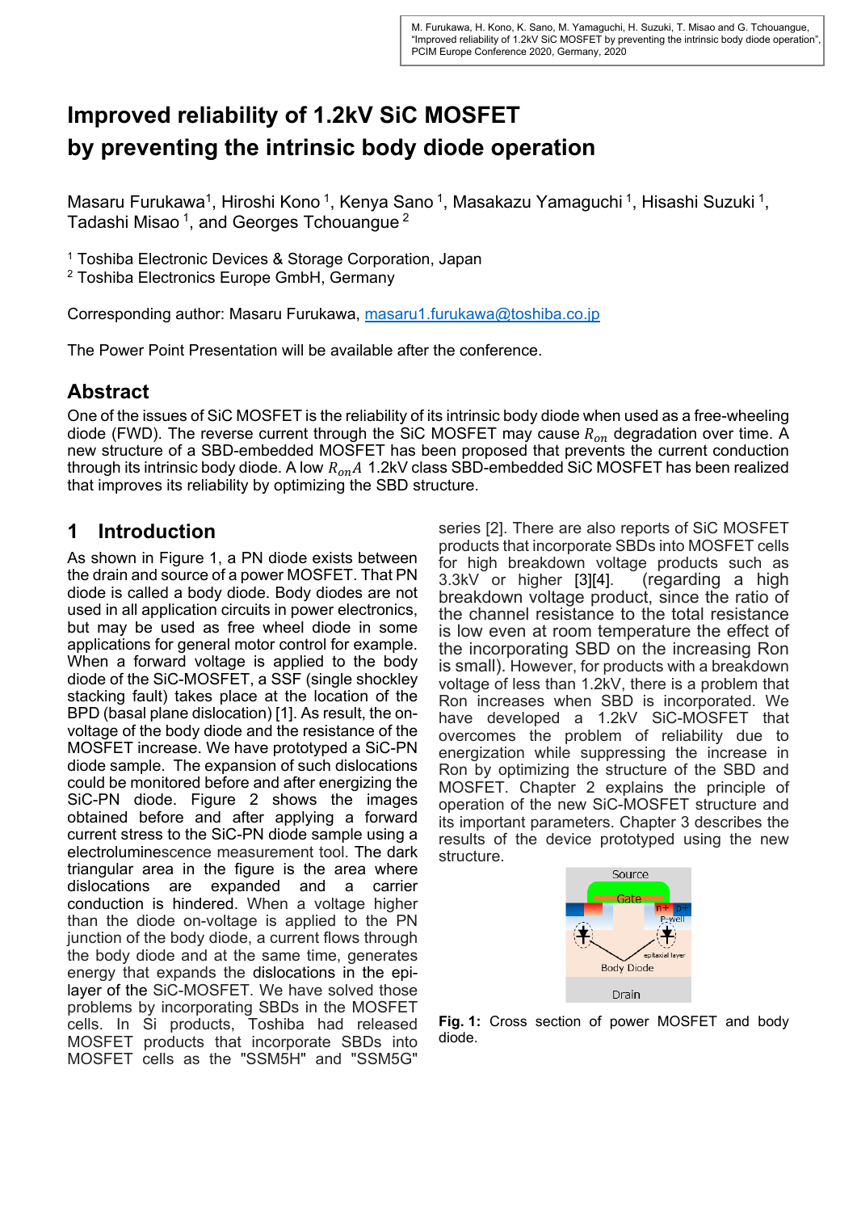M. Furukawa, H. Kono, K. Sano, M. Yamaguchi, H. Suzuki, T. Misao and G. Tchouangue, "Improved reliability of 1.2kV SiC MOSFET by preventing the intrinsic body diode operation", PCIM Europe Conference 2020, Germany, 2020

# Improved reliability of 1.2kV SiC MOSFET by preventing the intrinsic body diode operation

Masaru Furukawa[1], Hiroshi Kono [1], Kenya Sano [1], Masakazu Yamaguchi [1], Hisashi Suzuki [1], Tadashi Misao [1], and Georges Tchouangue [2]

[1] Toshiba Electronic Devices & Storage Corporation, Japan
[2] Toshiba Electronics Europe GmbH, Germany

Corresponding author: Masaru Furukawa, masaru1.furukawa@toshiba.co.jp

The Power Point Presentation will be available after the conference.

## Abstract

One of the issues of SiC MOSFET is the reliability of its intrinsic body diode when used as a free-wheeling diode (FWD). The reverse current through the SiC MOSFET may cause $R_{on}$ degradation over time. A new structure of a SBD-embedded MOSFET has been proposed that prevents the current conduction through its intrinsic body diode. A low $R_{on}A$ 1.2kV class SBD-embedded SiC MOSFET has been realized that improves its reliability by optimizing the SBD structure.

## 1 Introduction

As shown in Figure 1, a PN diode exists between the drain and source of a power MOSFET. That PN diode is called a body diode. Body diodes are not used in all application circuits in power electronics, but may be used as free wheel diode in some applications for general motor control for example. When a forward voltage is applied to the body diode of the SiC-MOSFET, a SSF (single shockley stacking fault) takes place at the location of the BPD (basal plane dislocation) [1]. As result, the on-voltage of the body diode and the resistance of the MOSFET increase. We have prototyped a SiC-PN diode sample. The expansion of such dislocations could be monitored before and after energizing the SiC-PN diode. Figure 2 shows the images obtained before and after applying a forward current stress to the SiC-PN diode sample using a electroluminescence measurement tool. The dark triangular area in the figure is the area where dislocations are expanded and a carrier conduction is hindered. When a voltage higher than the diode on-voltage is applied to the PN junction of the body diode, a current flows through the body diode and at the same time, generates energy that expands the dislocations in the epi-layer of the SiC-MOSFET. We have solved those problems by incorporating SBDs in the MOSFET cells. In Si products, Toshiba had released MOSFET products that incorporate SBDs into MOSFET cells as the "SSM5H" and "SSM5G" series [2]. There are also reports of SiC MOSFET products that incorporate SBDs into MOSFET cells for high breakdown voltage products such as 3.3kV or higher [3][4]. (regarding a high breakdown voltage product, since the ratio of the channel resistance to the total resistance is low even at room temperature the effect of the incorporating SBD on the increasing Ron is small). However, for products with a breakdown voltage of less than 1.2kV, there is a problem that Ron increases when SBD is incorporated. We have developed a 1.2kV SiC-MOSFET that overcomes the problem of reliability due to energization while suppressing the increase in Ron by optimizing the structure of the SBD and MOSFET. Chapter 2 explains the principle of operation of the new SiC-MOSFET structure and its important parameters. Chapter 3 describes the results of the device prototyped using the new structure.

**Fig. 1:** Cross section of power MOSFET and body diode.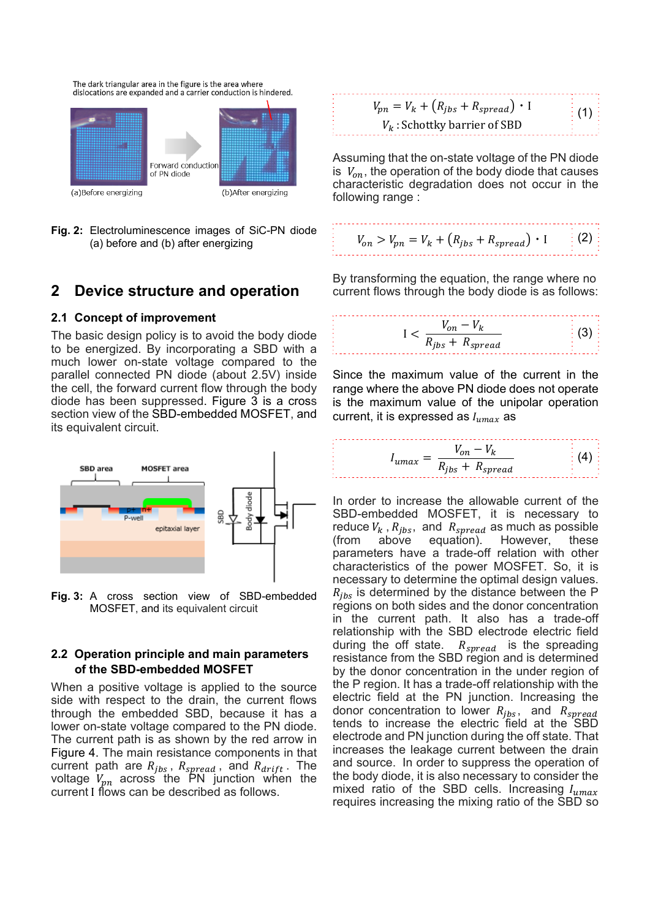The dark triangular area in the figure is the area where dislocations are expanded and a carrier conduction is hindered.

(a)Before energizing — Forward conduction of PN diode — (b)After energizing

**Fig. 2:** Electroluminescence images of SiC-PN diode (a) before and (b) after energizing

## 2 Device structure and operation

### 2.1 Concept of improvement

The basic design policy is to avoid the body diode to be energized. By incorporating a SBD with a much lower on-state voltage compared to the parallel connected PN diode (about 2.5V) inside the cell, the forward current flow through the body diode has been suppressed. Figure 3 is a cross section view of the SBD-embedded MOSFET, and its equivalent circuit.

SBD area — MOSFET area — p+ — n+ — P-well — epitaxial layer — SBD — Body diode

**Fig. 3:** A cross section view of SBD-embedded MOSFET, and its equivalent circuit

### 2.2 Operation principle and main parameters of the SBD-embedded MOSFET

When a positive voltage is applied to the source side with respect to the drain, the current flows through the embedded SBD, because it has a lower on-state voltage compared to the PN diode. The current path is as shown by the red arrow in Figure 4. The main resistance components in that current path are $R_{jbs}$, $R_{spread}$, and $R_{drift}$. The voltage $V_{pn}$ across the PN junction when the current I flows can be described as follows.

$$V_{pn} = V_k + \left(R_{jbs} + R_{spread}\right) \cdot \mathrm{I} \tag{1}$$

$V_k$ : Schottky barrier of SBD

Assuming that the on-state voltage of the PN diode is $V_{on}$, the operation of the body diode that causes characteristic degradation does not occur in the following range :

$$V_{on} > V_{pn} = V_k + \left(R_{jbs} + R_{spread}\right) \cdot \mathrm{I} \tag{2}$$

By transforming the equation, the range where no current flows through the body diode is as follows:

$$\mathrm{I} < \frac{V_{on} - V_k}{R_{jbs} + R_{spread}} \tag{3}$$

Since the maximum value of the current in the range where the above PN diode does not operate is the maximum value of the unipolar operation current, it is expressed as $I_{umax}$ as

$$I_{umax} = \frac{V_{on} - V_k}{R_{jbs} + R_{spread}} \tag{4}$$

In order to increase the allowable current of the SBD-embedded MOSFET, it is necessary to reduce $V_k$ , $R_{jbs}$, and $R_{spread}$ as much as possible (from above equation). However, these parameters have a trade-off relation with other characteristics of the power MOSFET. So, it is necessary to determine the optimal design values. $R_{jbs}$ is determined by the distance between the P regions on both sides and the donor concentration in the current path. It also has a trade-off relationship with the SBD electrode electric field during the off state. $R_{spread}$ is the spreading resistance from the SBD region and is determined by the donor concentration in the under region of the P region. It has a trade-off relationship with the electric field at the PN junction. Increasing the donor concentration to lower $R_{jbs}$, and $R_{spread}$ tends to increase the electric field at the SBD electrode and PN junction during the off state. That increases the leakage current between the drain and source. In order to suppress the operation of the body diode, it is also necessary to consider the mixed ratio of the SBD cells. Increasing $I_{umax}$ requires increasing the mixing ratio of the SBD so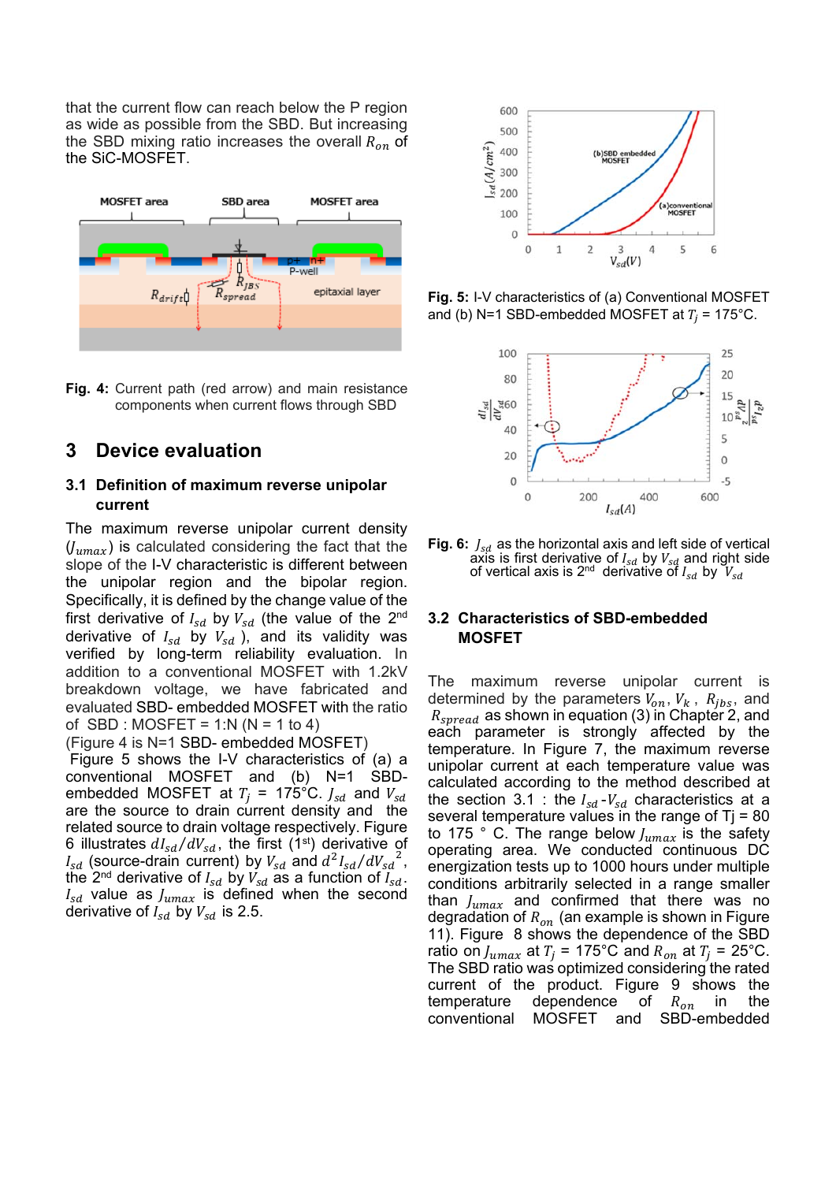that the current flow can reach below the P region as wide as possible from the SBD. But increasing the SBD mixing ratio increases the overall $R_{on}$ of the SiC-MOSFET.

**Fig. 4:** Current path (red arrow) and main resistance components when current flows through SBD

# 3 Device evaluation

## 3.1 Definition of maximum reverse unipolar current

The maximum reverse unipolar current density ($J_{umax}$) is calculated considering the fact that the slope of the I-V characteristic is different between the unipolar region and the bipolar region. Specifically, it is defined by the change value of the first derivative of $I_{sd}$ by $V_{sd}$ (the value of the 2nd derivative of $I_{sd}$ by $V_{sd}$), and its validity was verified by long-term reliability evaluation. In addition to a conventional MOSFET with 1.2kV breakdown voltage, we have fabricated and evaluated SBD- embedded MOSFET with the ratio of SBD : MOSFET = 1:N (N = 1 to 4)

(Figure 4 is N=1 SBD- embedded MOSFET)

Figure 5 shows the I-V characteristics of (a) a conventional MOSFET and (b) N=1 SBD-embedded MOSFET at $T_j$ = 175°C. $J_{sd}$ and $V_{sd}$ are the source to drain current density and the related source to drain voltage respectively. Figure 6 illustrates $dI_{sd}/dV_{sd}$, the first (1st) derivative of $I_{sd}$ (source-drain current) by $V_{sd}$ and $d^2I_{sd}/dV_{sd}^{\ 2}$, the 2nd derivative of $I_{sd}$ by $V_{sd}$ as a function of $I_{sd}$. $I_{sd}$ value as $J_{umax}$ is defined when the second derivative of $I_{sd}$ by $V_{sd}$ is 2.5.

**Fig. 5:** I-V characteristics of (a) Conventional MOSFET and (b) N=1 SBD-embedded MOSFET at $T_j$ = 175°C.

**Fig. 6:** $J_{sd}$ as the horizontal axis and left side of vertical axis is first derivative of $I_{sd}$ by $V_{sd}$ and right side of vertical axis is 2nd derivative of $I_{sd}$ by $V_{sd}$

## 3.2 Characteristics of SBD-embedded MOSFET

The maximum reverse unipolar current is determined by the parameters $V_{on}$, $V_k$, $R_{jbs}$, and $R_{spread}$ as shown in equation (3) in Chapter 2, and each parameter is strongly affected by the temperature. In Figure 7, the maximum reverse unipolar current at each temperature value was calculated according to the method described at the section 3.1 : the $I_{sd}$-$V_{sd}$ characteristics at a several temperature values in the range of Tj = 80 to 175 ° C. The range below $J_{umax}$ is the safety operating area. We conducted continuous DC energization tests up to 1000 hours under multiple conditions arbitrarily selected in a range smaller than $J_{umax}$ and confirmed that there was no degradation of $R_{on}$ (an example is shown in Figure 11). Figure 8 shows the dependence of the SBD ratio on $J_{umax}$ at $T_j$ = 175°C and $R_{on}$ at $T_j$ = 25°C. The SBD ratio was optimized considering the rated current of the product. Figure 9 shows the temperature dependence of $R_{on}$ in the conventional MOSFET and SBD-embedded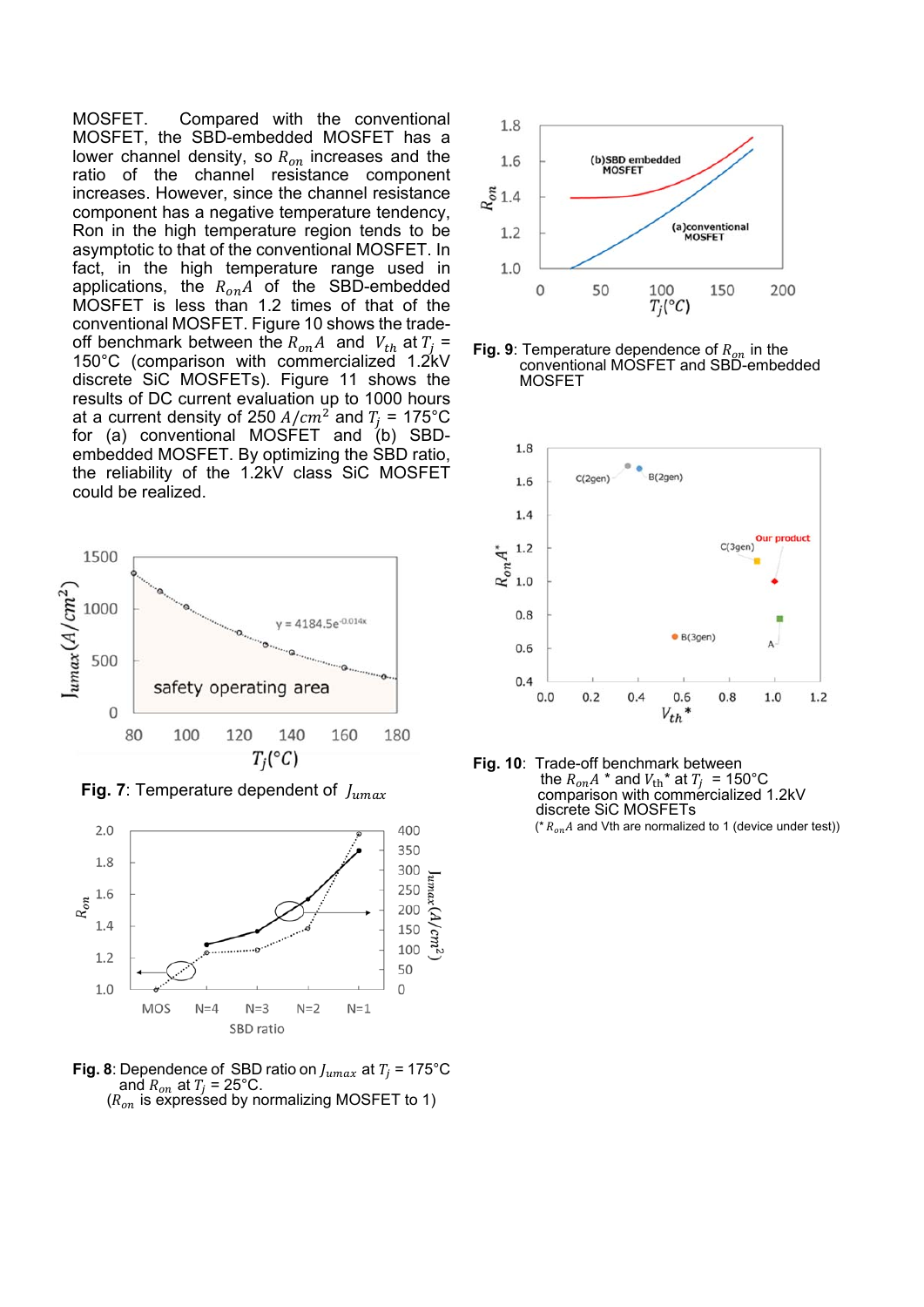MOSFET. Compared with the conventional MOSFET, the SBD-embedded MOSFET has a lower channel density, so $R_{on}$ increases and the ratio of the channel resistance component increases. However, since the channel resistance component has a negative temperature tendency, Ron in the high temperature region tends to be asymptotic to that of the conventional MOSFET. In fact, in the high temperature range used in applications, the $R_{on}A$ of the SBD-embedded MOSFET is less than 1.2 times of that of the conventional MOSFET. Figure 10 shows the trade-off benchmark between the $R_{on}A$ and $V_{th}$ at $T_j$ = 150°C (comparison with commercialized 1.2kV discrete SiC MOSFETs). Figure 11 shows the results of DC current evaluation up to 1000 hours at a current density of 250 $A/cm^2$ and $T_j$ = 175°C for (a) conventional MOSFET and (b) SBD-embedded MOSFET. By optimizing the SBD ratio, the reliability of the 1.2kV class SiC MOSFET could be realized.

**Fig. 7**: Temperature dependent of $J_{umax}$

**Fig. 8**: Dependence of SBD ratio on $J_{umax}$ at $T_j$ = 175°C and $R_{on}$ at $T_j$ = 25°C.
($R_{on}$ is expressed by normalizing MOSFET to 1)

**Fig. 9**: Temperature dependence of $R_{on}$ in the conventional MOSFET and SBD-embedded MOSFET

**Fig. 10**: Trade-off benchmark between the $R_{on}A$ * and $V_{th}$* at $T_j$ = 150°C comparison with commercialized 1.2kV discrete SiC MOSFETs
(* $R_{on}A$ and Vth are normalized to 1 (device under test))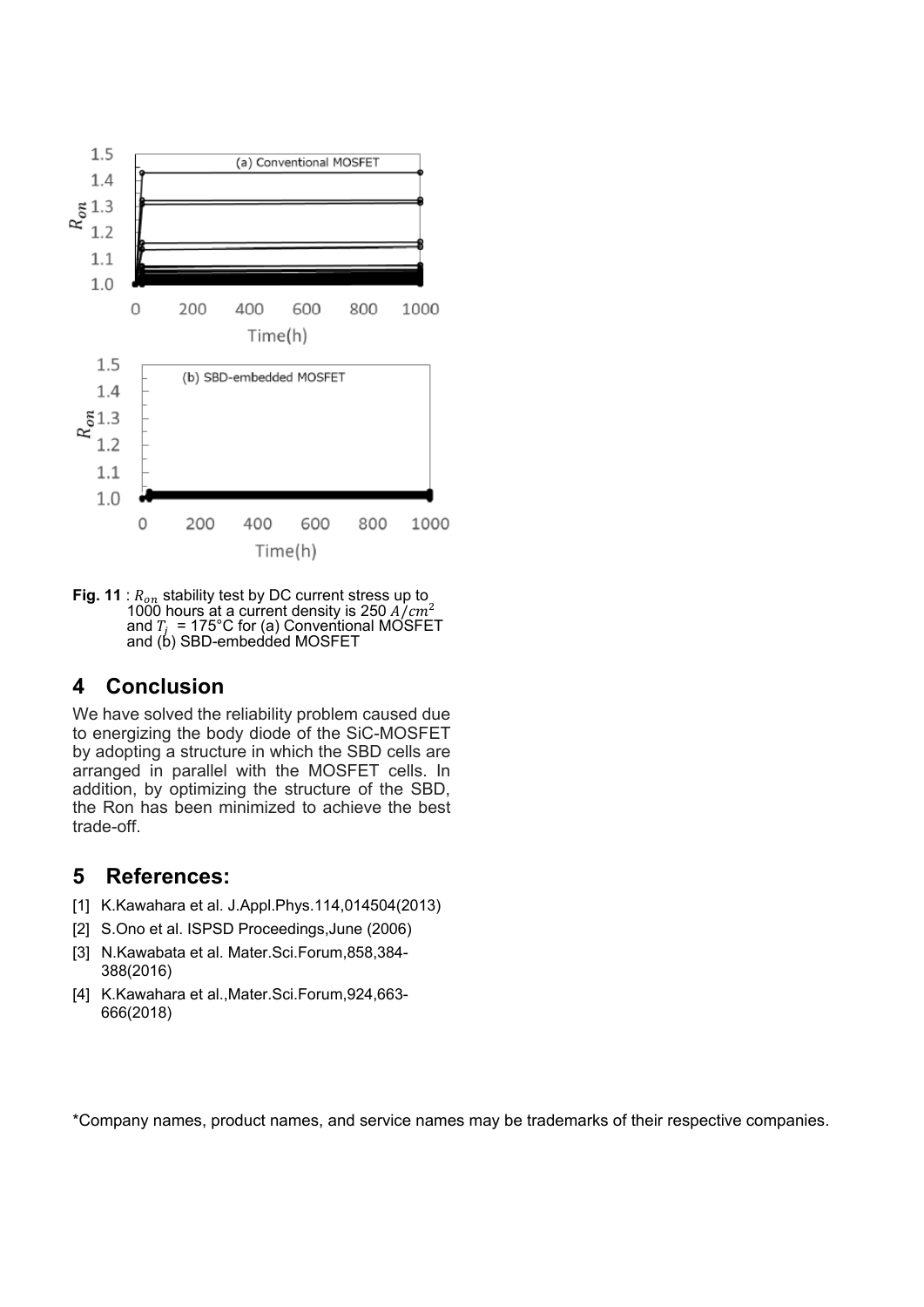1.5
1.4
$R_{on}$ 1.3
1.2
1.1
1.0
0 200 400 600 800 1000
Time(h)
(a) Conventional MOSFET

1.5
1.4
$R_{on}$ 1.3
1.2
1.1
1.0
0 200 400 600 800 1000
Time(h)
(b) SBD-embedded MOSFET

**Fig. 11** : $R_{on}$ stability test by DC current stress up to 1000 hours at a current density is 250 $A/cm^2$ and $T_j$ = 175°C for (a) Conventional MOSFET and (b) SBD-embedded MOSFET

## 4 Conclusion

We have solved the reliability problem caused due to energizing the body diode of the SiC-MOSFET by adopting a structure in which the SBD cells are arranged in parallel with the MOSFET cells. In addition, by optimizing the structure of the SBD, the Ron has been minimized to achieve the best trade-off.

## 5 References:

[1] K.Kawahara et al. J.Appl.Phys.114,014504(2013)

[2] S.Ono et al. ISPSD Proceedings,June (2006)

[3] N.Kawabata et al. Mater.Sci.Forum,858,384-388(2016)

[4] K.Kawahara et al.,Mater.Sci.Forum,924,663-666(2018)

*Company names, product names, and service names may be trademarks of their respective companies.